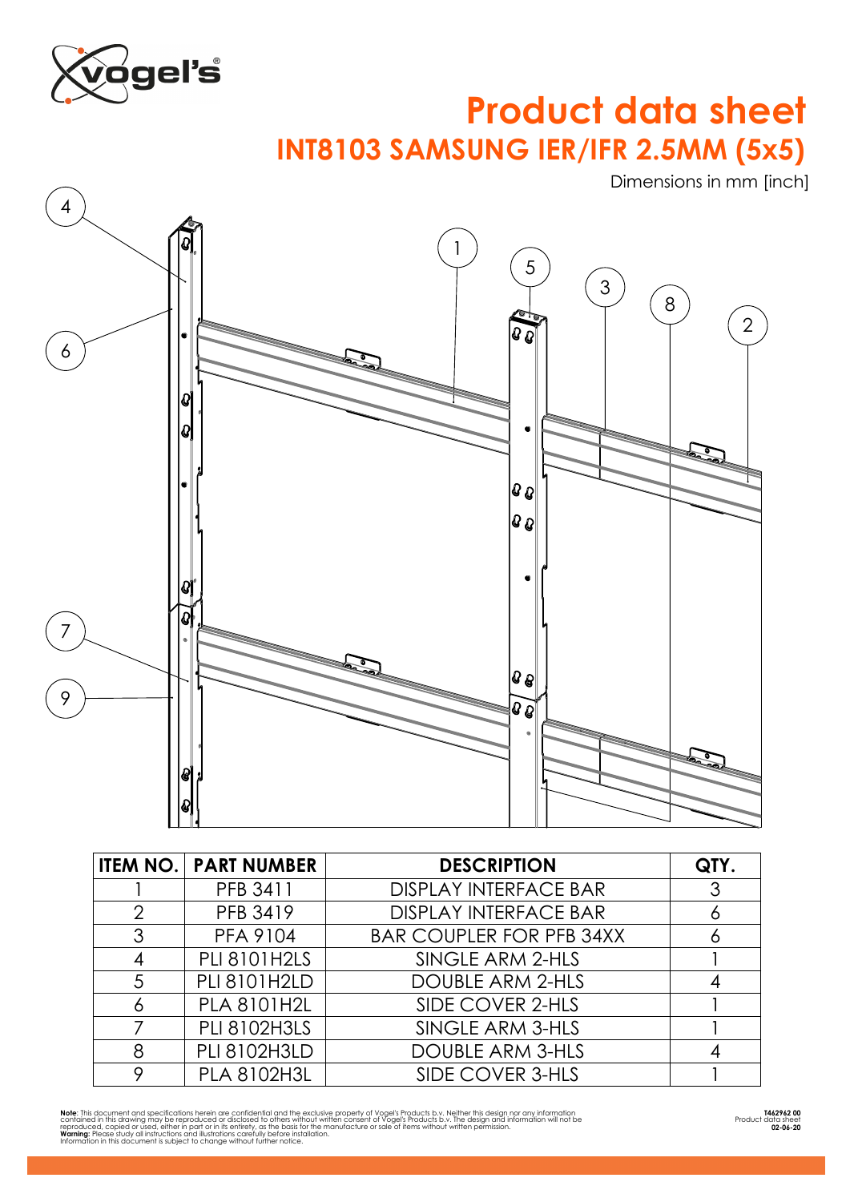# Product data sheet

## INT8103 SAMSUNG IER/IFR 2.5MM (5x5)

Dimensions in mm [inch]

| ITEM NO. | PART NUMBER | DESCRIPTION | QTY. |
|---|---|---|---|
| 1 | PFB 3411 | DISPLAY INTERFACE BAR | 3 |
| 2 | PFB 3419 | DISPLAY INTERFACE BAR | 6 |
| 3 | PFA 9104 | BAR COUPLER FOR PFB 34XX | 6 |
| 4 | PLI 8101H2LS | SINGLE ARM 2-HLS | 1 |
| 5 | PLI 8101H2LD | DOUBLE ARM 2-HLS | 4 |
| 6 | PLA 8101H2L | SIDE COVER 2-HLS | 1 |
| 7 | PLI 8102H3LS | SINGLE ARM 3-HLS | 1 |
| 8 | PLI 8102H3LD | DOUBLE ARM 3-HLS | 4 |
| 9 | PLA 8102H3L | SIDE COVER 3-HLS | 1 |

**Note**: This document and specifications herein are confidential and the exclusive property of Vogel's Products b.v. Neither this design nor any information contained in this drawing may be reproduced or disclosed to others without written consent of Vogel's Products b.v. The design and information will not be reproduced, copied or used, either in part or in its entirety, as the basis for the manufacture or sale of items without written permission.
**Warning:** Please study all instructions and illustrations carefully before installation.
Information in this document is subject to change without further notice.

**T462962 00**
Product data sheet
**02-06-20**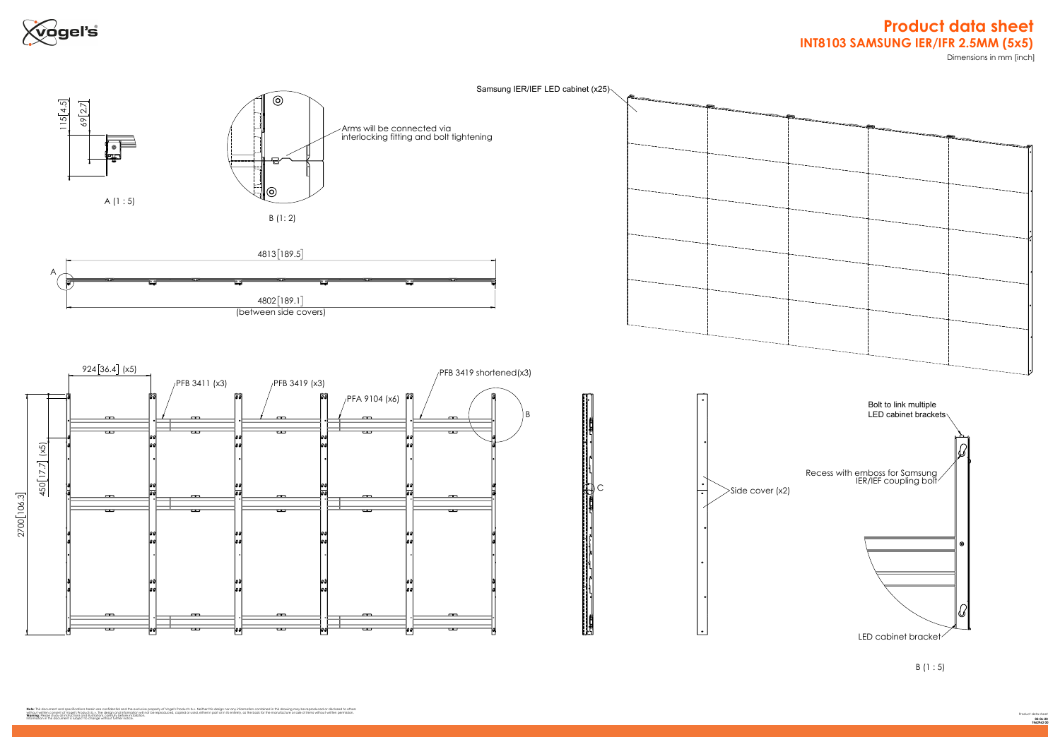# Product data sheet

## INT8103 SAMSUNG IER/IFR 2.5MM (5x5)

Dimensions in mm [inch]

115[4.5]

69[2.7]

A (1 : 5)

Arms will be connected via interlocking fitting and bolt tightening

B (1: 2)

Samsung IER/IEF LED cabinet (x25)

4813[189.5]

A

4802[189.1]
(between side covers)

924[36.4] (x5)

PFB 3411 (x3)

PFB 3419 (x3)

PFA 9104 (x6)

PFB 3419 shortened(x3)

B

450[17.7] (x5)

2700[106.3]

C

Side cover (x2)

Bolt to link multiple LED cabinet brackets

Recess with emboss for Samsung IER/IEF coupling bolt

LED cabinet bracket

B (1 : 5)

**Note**: This document and specifications herein are confidential and the exclusive property of Vogel's Products b.v. Neither this design nor any information contained in the drawing may be reproduced or disclosed to others without written consent of Vogel's Products b.v. The design and information will not be reproduced, copied or used, either in part or in its entirety, as the basis for the manufacture or sale of items without written permission.
**Warning**: Please study all instructions and illustrations carefully before installation.
Information in this document is subject to change without further notice.